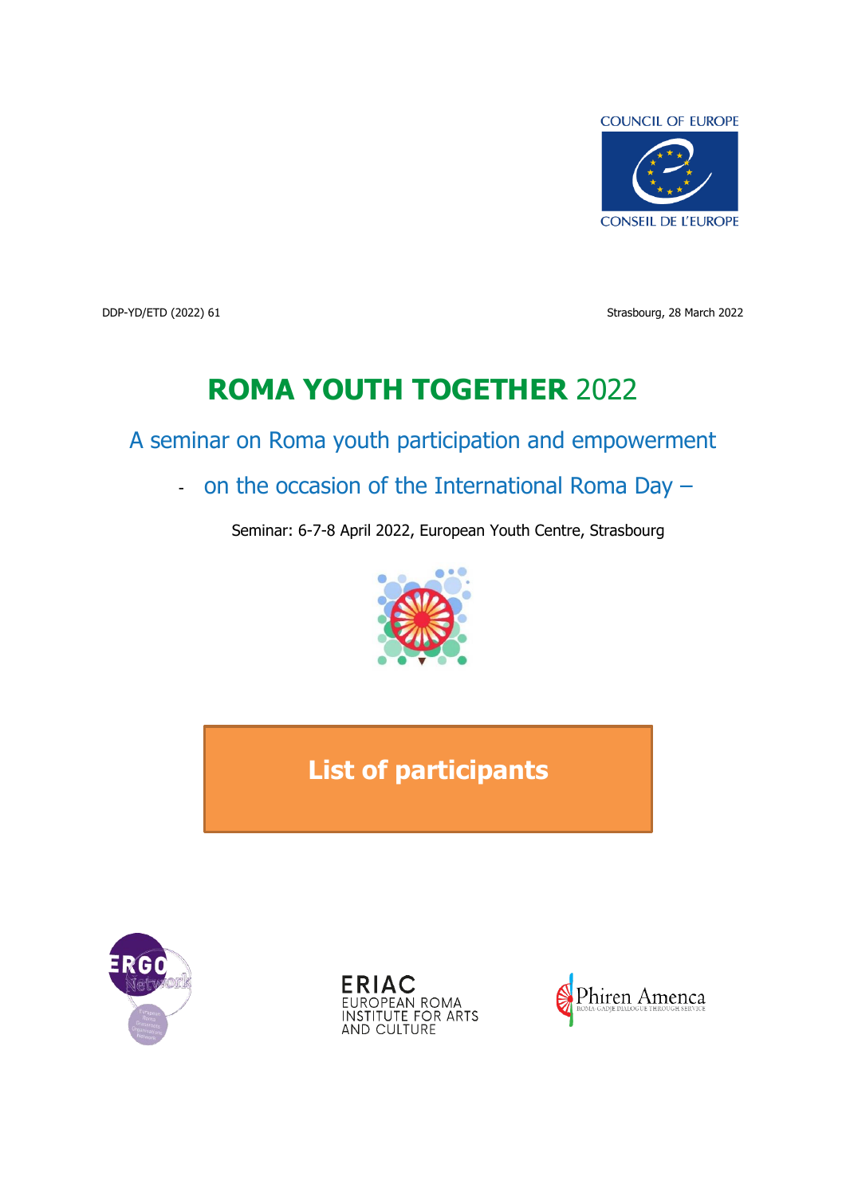COUNCIL OF EUROPE

CONSEIL DE L'EUROPE

DDP-YD/ETD (2022) 61

Strasbourg, 28 March 2022

# ROMA YOUTH TOGETHER 2022

## A seminar on Roma youth participation and empowerment

## - on the occasion of the International Roma Day –

Seminar: 6-7-8 April 2022, European Youth Centre, Strasbourg

# List of participants

ERGO Network

ERIAC
EUROPEAN ROMA
INSTITUTE FOR ARTS
AND CULTURE

Phiren Amenca
ROMA-GADJE DIALOGUE THROUGH SERVICE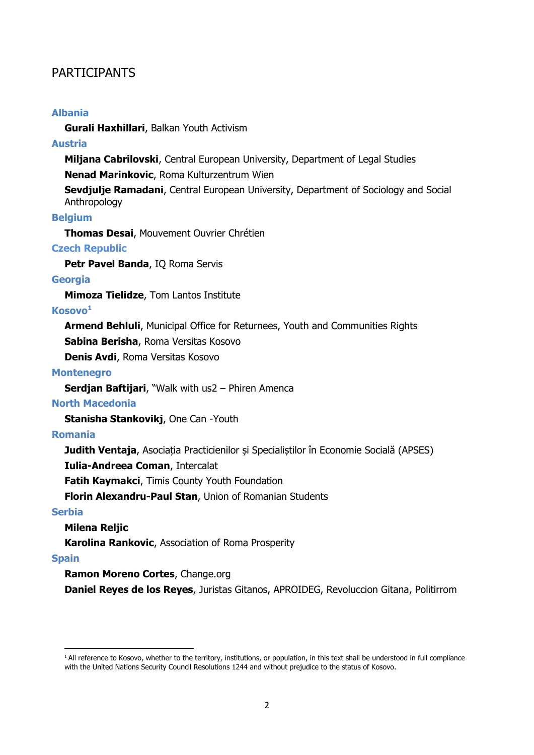# PARTICIPANTS

### Albania

**Gurali Haxhillari**, Balkan Youth Activism

### Austria

**Miljana Cabrilovski**, Central European University, Department of Legal Studies

**Nenad Marinkovic**, Roma Kulturzentrum Wien

**Sevdjulje Ramadani**, Central European University, Department of Sociology and Social Anthropology

### Belgium

**Thomas Desai**, Mouvement Ouvrier Chrétien

### Czech Republic

**Petr Pavel Banda**, IQ Roma Servis

### Georgia

**Mimoza Tielidze**, Tom Lantos Institute

### Kosovo[1]

**Armend Behluli**, Municipal Office for Returnees, Youth and Communities Rights

**Sabina Berisha**, Roma Versitas Kosovo

**Denis Avdi**, Roma Versitas Kosovo

### Montenegro

**Serdjan Baftijari**, "Walk with us2 – Phiren Amenca

### North Macedonia

**Stanisha Stankovikj**, One Can -Youth

### Romania

**Judith Ventaja**, Asociația Practicienilor și Specialiștilor în Economie Socială (APSES)

**Iulia-Andreea Coman**, Intercalat

**Fatih Kaymakci**, Timis County Youth Foundation

**Florin Alexandru-Paul Stan**, Union of Romanian Students

### Serbia

**Milena Reljic**

**Karolina Rankovic**, Association of Roma Prosperity

### Spain

**Ramon Moreno Cortes**, Change.org

**Daniel Reyes de los Reyes**, Juristas Gitanos, APROIDEG, Revoluccion Gitana, Politirrom

---

[1] All reference to Kosovo, whether to the territory, institutions, or population, in this text shall be understood in full compliance with the United Nations Security Council Resolutions 1244 and without prejudice to the status of Kosovo.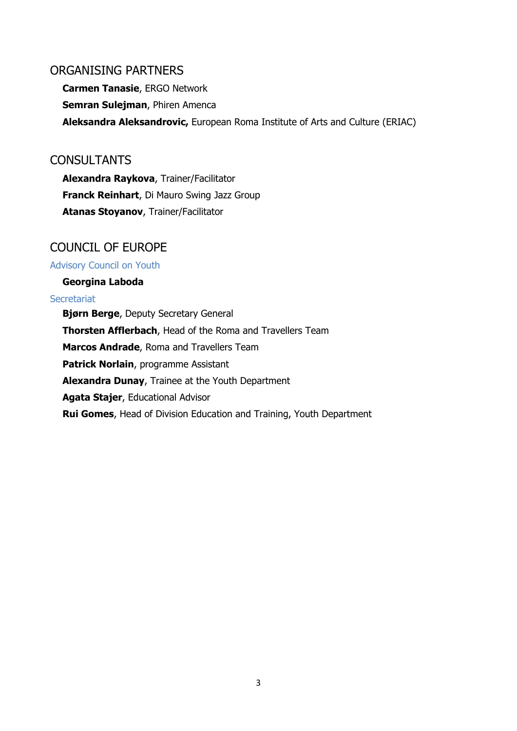## ORGANISING PARTNERS

**Carmen Tanasie**, ERGO Network

**Semran Sulejman**, Phiren Amenca

**Aleksandra Aleksandrovic,** European Roma Institute of Arts and Culture (ERIAC)

## CONSULTANTS

**Alexandra Raykova**, Trainer/Facilitator

**Franck Reinhart**, Di Mauro Swing Jazz Group

**Atanas Stoyanov**, Trainer/Facilitator

## COUNCIL OF EUROPE

### Advisory Council on Youth

**Georgina Laboda**

### Secretariat

**Bjørn Berge**, Deputy Secretary General

**Thorsten Afflerbach**, Head of the Roma and Travellers Team

**Marcos Andrade**, Roma and Travellers Team

**Patrick Norlain**, programme Assistant

**Alexandra Dunay**, Trainee at the Youth Department

**Agata Stajer**, Educational Advisor

**Rui Gomes**, Head of Division Education and Training, Youth Department